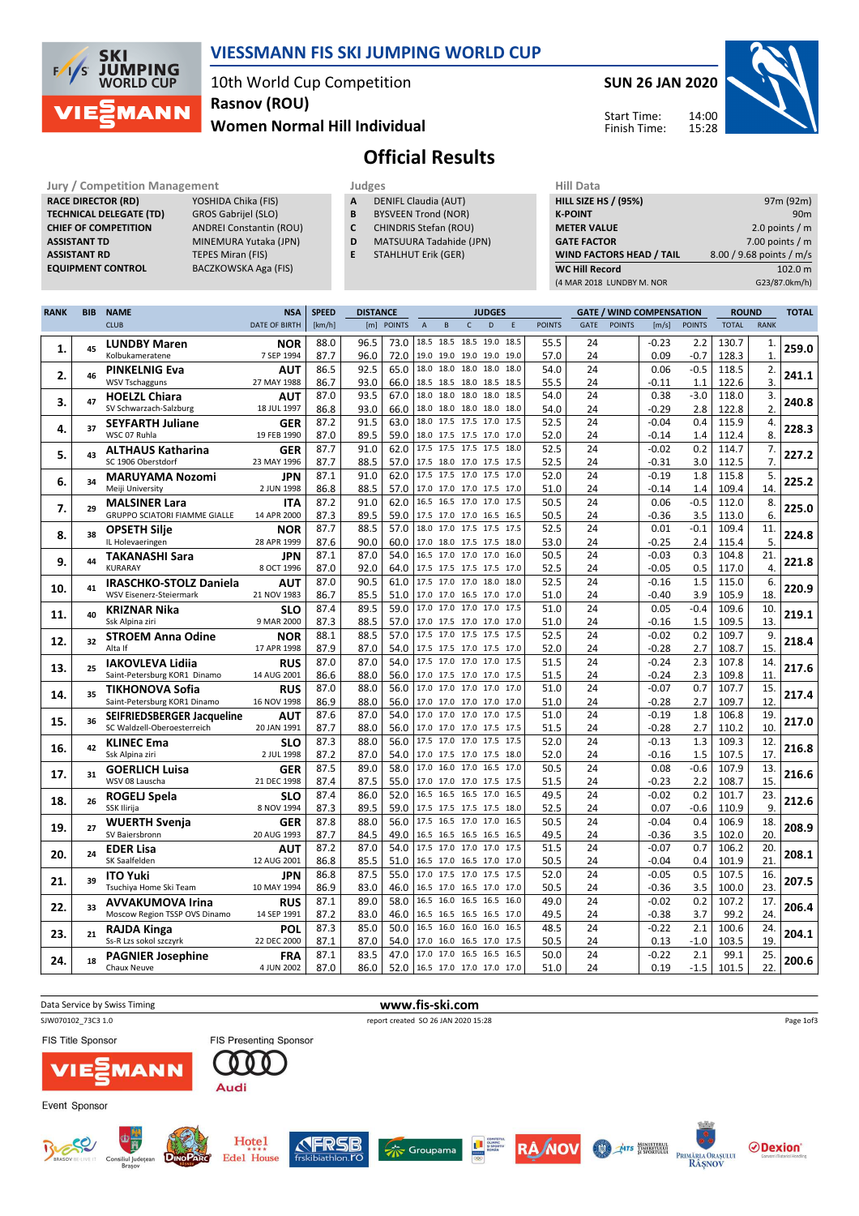# VIESSMANN FIS SKI JUMPING WORLD CUP

10th World Cup Competition
Rasnov (ROU)
Women Normal Hill Individual

SUN 26 JAN 2020

Start Time: 14:00
Finish Time: 15:28

## Official Results

| Jury / Competition Management | |
|---|---|
| RACE DIRECTOR (RD) | YOSHIDA Chika (FIS) |
| TECHNICAL DELEGATE (TD) | GROS Gabrijel (SLO) |
| CHIEF OF COMPETITION | ANDREI Constantin (ROU) |
| ASSISTANT TD | MINEMURA Yutaka (JPN) |
| ASSISTANT RD | TEPES Miran (FIS) |
| EQUIPMENT CONTROL | BACZKOWSKA Aga (FIS) |

| Judges | |
|---|---|
| A | DENIFL Claudia (AUT) |
| B | BYSVEEN Trond (NOR) |
| C | CHINDRIS Stefan (ROU) |
| D | MATSUURA Tadahide (JPN) |
| E | STAHLHUT Erik (GER) |

| Hill Data | |
|---|---|
| HILL SIZE HS / (95%) | 97m (92m) |
| K-POINT | 90m |
| METER VALUE | 2.0 points / m |
| GATE FACTOR | 7.00 points / m |
| WIND FACTORS HEAD / TAIL | 8.00 / 9.68 points / m/s |
| WC Hill Record | 102.0 m |
| (4 MAR 2018 LUNDBY M. NOR | G23/87.0km/h) |

| RANK | BIB | NAME / CLUB | NSA / DATE OF BIRTH | SPEED [km/h] | DISTANCE [m] | DISTANCE POINTS | A | B | C | D | E | JUDGES POINTS | GATE | GATE POINTS | WIND [m/s] | WIND POINTS | ROUND TOTAL | ROUND RANK | TOTAL |
|---|---|---|---|---|---|---|---|---|---|---|---|---|---|---|---|---|---|---|---|
| 1. | 45 | LUNDBY Maren | NOR | 88.0 | 96.5 | 73.0 | 18.5 | 18.5 | 18.5 | 19.0 | 18.5 | 55.5 | 24 | | -0.23 | 2.2 | 130.7 | 1. | 259.0 |
| | | Kolbukameratene | 7 SEP 1994 | 87.7 | 96.0 | 72.0 | 19.0 | 19.0 | 19.0 | 19.0 | 19.0 | 57.0 | 24 | | 0.09 | -0.7 | 128.3 | 1. | |
| 2. | 46 | PINKELNIG Eva | AUT | 86.5 | 92.5 | 65.0 | 18.0 | 18.0 | 18.0 | 18.0 | 18.0 | 54.0 | 24 | | 0.06 | -0.5 | 118.5 | 2. | 241.1 |
| | | WSV Tschagguns | 27 MAY 1988 | 86.7 | 93.0 | 66.0 | 18.5 | 18.5 | 18.0 | 18.5 | 18.5 | 55.5 | 24 | | -0.11 | 1.1 | 122.6 | 3. | |
| 3. | 47 | HOELZL Chiara | AUT | 87.0 | 93.5 | 67.0 | 18.0 | 18.0 | 18.0 | 18.0 | 18.5 | 54.0 | 24 | | 0.38 | -3.0 | 118.0 | 3. | 240.8 |
| | | SV Schwarzach-Salzburg | 18 JUL 1997 | 86.8 | 93.0 | 66.0 | 18.0 | 18.0 | 18.0 | 18.0 | 18.0 | 54.0 | 24 | | -0.29 | 2.8 | 122.8 | 2. | |
| 4. | 37 | SEYFARTH Juliane | GER | 87.2 | 91.5 | 63.0 | 18.0 | 17.5 | 17.5 | 17.0 | 17.5 | 52.5 | 24 | | -0.04 | 0.4 | 115.9 | 4. | 228.3 |
| | | WSC 07 Ruhla | 19 FEB 1990 | 87.0 | 89.5 | 59.0 | 18.0 | 17.5 | 17.5 | 17.0 | 17.0 | 52.0 | 24 | | -0.14 | 1.4 | 112.4 | 8. | |
| 5. | 43 | ALTHAUS Katharina | GER | 87.7 | 91.0 | 62.0 | 17.5 | 17.5 | 17.5 | 17.5 | 18.0 | 52.5 | 24 | | -0.02 | 0.2 | 114.7 | 7. | 227.2 |
| | | SC 1906 Oberstdorf | 23 MAY 1996 | 87.7 | 88.5 | 57.0 | 17.5 | 18.0 | 17.0 | 17.5 | 17.5 | 52.5 | 24 | | -0.31 | 3.0 | 112.5 | 7. | |
| 6. | 34 | MARUYAMA Nozomi | JPN | 87.1 | 91.0 | 62.0 | 17.5 | 17.5 | 17.0 | 17.5 | 17.0 | 52.0 | 24 | | -0.19 | 1.8 | 115.8 | 5. | 225.2 |
| | | Meiji University | 2 JUN 1998 | 86.8 | 88.5 | 57.0 | 17.0 | 17.0 | 17.0 | 17.5 | 17.0 | 51.0 | 24 | | -0.14 | 1.4 | 109.4 | 14. | |
| 7. | 29 | MALSINER Lara | ITA | 87.2 | 91.0 | 62.0 | 16.5 | 16.5 | 17.0 | 17.0 | 17.5 | 50.5 | 24 | | 0.06 | -0.5 | 112.0 | 8. | 225.0 |
| | | GRUPPO SCIATORI FIAMME GIALLE | 14 APR 2000 | 87.3 | 89.5 | 59.0 | 17.5 | 17.0 | 17.0 | 16.5 | 16.5 | 50.5 | 24 | | -0.36 | 3.5 | 113.0 | 6. | |
| 8. | 38 | OPSETH Silje | NOR | 87.7 | 88.5 | 57.0 | 18.0 | 17.0 | 17.5 | 17.5 | 17.5 | 52.5 | 24 | | 0.01 | -0.1 | 109.4 | 11. | 224.8 |
| | | IL Holevaeringen | 28 APR 1999 | 87.6 | 90.0 | 60.0 | 17.0 | 18.0 | 17.5 | 17.5 | 18.0 | 53.0 | 24 | | -0.25 | 2.4 | 115.4 | 5. | |
| 9. | 44 | TAKANASHI Sara | JPN | 87.1 | 87.0 | 54.0 | 16.5 | 17.0 | 17.0 | 17.0 | 16.0 | 50.5 | 24 | | -0.03 | 0.3 | 104.8 | 21. | 221.8 |
| | | KURARAY | 8 OCT 1996 | 87.0 | 92.0 | 64.0 | 17.5 | 17.5 | 17.5 | 17.5 | 17.0 | 52.5 | 24 | | -0.05 | 0.5 | 117.0 | 4. | |
| 10. | 41 | IRASCHKO-STOLZ Daniela | AUT | 87.0 | 90.5 | 61.0 | 17.5 | 17.0 | 17.0 | 18.0 | 18.0 | 52.5 | 24 | | -0.16 | 1.5 | 115.0 | 6. | 220.9 |
| | | WSV Eisenerz-Steiermark | 21 NOV 1983 | 86.7 | 85.5 | 51.0 | 17.0 | 17.0 | 16.5 | 17.0 | 17.0 | 51.0 | 24 | | -0.40 | 3.9 | 105.9 | 18. | |
| 11. | 40 | KRIZNAR Nika | SLO | 87.4 | 89.5 | 59.0 | 17.0 | 17.0 | 17.0 | 17.0 | 17.5 | 51.0 | 24 | | 0.05 | -0.4 | 109.6 | 10. | 219.1 |
| | | Ssk Alpina ziri | 9 MAR 2000 | 87.3 | 88.5 | 57.0 | 17.0 | 17.5 | 17.0 | 17.0 | 17.0 | 51.0 | 24 | | -0.16 | 1.5 | 109.5 | 13. | |
| 12. | 32 | STROEM Anna Odine | NOR | 88.1 | 88.5 | 57.0 | 17.5 | 17.0 | 17.5 | 17.5 | 17.5 | 52.5 | 24 | | -0.02 | 0.2 | 109.7 | 9. | 218.4 |
| | | Alta If | 17 APR 1998 | 87.9 | 87.0 | 54.0 | 17.5 | 17.5 | 17.0 | 17.5 | 17.0 | 52.0 | 24 | | -0.28 | 2.7 | 108.7 | 15. | |
| 13. | 25 | IAKOVLEVA Lidiia | RUS | 87.0 | 87.0 | 54.0 | 17.5 | 17.0 | 17.5 | 17.0 | 17.0 | 51.5 | 24 | | -0.24 | 2.3 | 107.8 | 14. | 217.6 |
| | | Saint-Petersburg KOR1 Dinamo | 14 AUG 2001 | 86.6 | 88.0 | 56.0 | 17.0 | 17.5 | 17.0 | 17.0 | 17.5 | 51.5 | 24 | | -0.24 | 2.3 | 109.8 | 11. | |
| 14. | 35 | TIKHONOVA Sofia | RUS | 87.0 | 88.0 | 56.0 | 17.0 | 17.0 | 17.0 | 17.0 | 17.0 | 51.0 | 24 | | -0.07 | 0.7 | 107.7 | 15. | 217.4 |
| | | Saint-Petersburg KOR1 Dinamo | 16 NOV 1998 | 86.9 | 88.0 | 56.0 | 17.0 | 17.0 | 17.0 | 17.0 | 17.0 | 51.0 | 24 | | -0.28 | 2.7 | 109.7 | 12. | |
| 15. | 36 | SEIFRIEDSBERGER Jacqueline | AUT | 87.6 | 87.0 | 54.0 | 17.0 | 17.0 | 17.0 | 17.0 | 17.5 | 51.0 | 24 | | -0.19 | 1.8 | 106.8 | 19. | 217.0 |
| | | SC Waldzell-Oberoesterreich | 20 JAN 1991 | 87.7 | 88.0 | 56.0 | 17.0 | 17.0 | 17.0 | 17.5 | 17.5 | 51.5 | 24 | | -0.28 | 2.7 | 110.2 | 10. | |
| 16. | 42 | KLINEC Ema | SLO | 87.3 | 88.0 | 56.0 | 17.5 | 17.0 | 17.0 | 17.5 | 17.5 | 52.0 | 24 | | -0.13 | 1.3 | 109.3 | 12. | 216.8 |
| | | Ssk Alpina ziri | 2 JUL 1998 | 87.2 | 87.0 | 54.0 | 17.0 | 17.5 | 17.0 | 17.5 | 18.0 | 52.0 | 24 | | -0.16 | 1.5 | 107.5 | 17. | |
| 17. | 31 | GOERLICH Luisa | GER | 87.5 | 89.0 | 58.0 | 17.0 | 16.0 | 17.0 | 16.5 | 17.0 | 50.5 | 24 | | 0.08 | -0.6 | 107.9 | 13. | 216.6 |
| | | WSV 08 Lauscha | 21 DEC 1998 | 87.4 | 87.5 | 55.0 | 17.0 | 17.0 | 17.0 | 17.5 | 17.5 | 51.5 | 24 | | -0.23 | 2.2 | 108.7 | 15. | |
| 18. | 26 | ROGELJ Spela | SLO | 87.4 | 86.0 | 52.0 | 16.5 | 16.5 | 16.5 | 17.0 | 16.5 | 49.5 | 24 | | -0.02 | 0.2 | 101.7 | 23. | 212.6 |
| | | SSK Ilirija | 8 NOV 1994 | 87.3 | 89.5 | 59.0 | 17.5 | 17.5 | 17.5 | 17.5 | 18.0 | 52.5 | 24 | | 0.07 | -0.6 | 110.9 | 9. | |
| 19. | 27 | WUERTH Svenja | GER | 87.8 | 88.0 | 56.0 | 17.5 | 16.5 | 17.0 | 17.0 | 16.5 | 50.5 | 24 | | -0.04 | 0.4 | 106.9 | 18. | 208.9 |
| | | SV Baiersbronn | 20 AUG 1993 | 87.7 | 84.5 | 49.0 | 16.5 | 16.5 | 16.5 | 16.5 | 16.5 | 49.5 | 24 | | -0.36 | 3.5 | 102.0 | 20. | |
| 20. | 24 | EDER Lisa | AUT | 87.2 | 87.0 | 54.0 | 17.5 | 17.0 | 17.0 | 17.0 | 17.5 | 51.5 | 24 | | -0.07 | 0.7 | 106.2 | 20. | 208.1 |
| | | SK Saalfelden | 12 AUG 2001 | 86.8 | 85.5 | 51.0 | 16.5 | 17.0 | 16.5 | 17.0 | 17.0 | 50.5 | 24 | | -0.04 | 0.4 | 101.9 | 21. | |
| 21. | 39 | ITO Yuki | JPN | 86.8 | 87.5 | 55.0 | 17.0 | 17.5 | 17.0 | 17.5 | 17.5 | 52.0 | 24 | | -0.05 | 0.5 | 107.5 | 16. | 207.5 |
| | | Tsuchiya Home Ski Team | 10 MAY 1994 | 86.9 | 83.0 | 46.0 | 16.5 | 17.0 | 16.5 | 17.0 | 17.0 | 50.5 | 24 | | -0.36 | 3.5 | 100.0 | 23. | |
| 22. | 33 | AVVAKUMOVA Irina | RUS | 87.1 | 89.0 | 58.0 | 16.5 | 16.0 | 16.5 | 16.5 | 16.0 | 49.0 | 24 | | -0.02 | 0.2 | 107.2 | 17. | 206.4 |
| | | Moscow Region TSSP OVS Dinamo | 14 SEP 1991 | 87.2 | 83.0 | 46.0 | 16.5 | 16.5 | 16.5 | 16.5 | 16.5 | 49.5 | 24 | | -0.38 | 3.7 | 99.2 | 24. | |
| 23. | 21 | RAJDA Kinga | POL | 87.3 | 85.0 | 50.0 | 16.5 | 16.0 | 16.0 | 16.0 | 16.5 | 48.5 | 24 | | -0.22 | 2.1 | 100.6 | 24. | 204.1 |
| | | Ss-R Lzs sokol szczyrk | 22 DEC 2000 | 87.1 | 87.0 | 54.0 | 17.0 | 16.0 | 16.5 | 17.0 | 17.5 | 50.5 | 24 | | 0.13 | -1.0 | 103.5 | 19. | |
| 24. | 18 | PAGNIER Josephine | FRA | 87.1 | 83.5 | 47.0 | 17.0 | 17.0 | 16.5 | 16.5 | 16.5 | 50.0 | 24 | | -0.22 | 2.1 | 99.1 | 25. | 200.6 |
| | | Chaux Neuve | 4 JUN 2002 | 87.0 | 86.0 | 52.0 | 16.5 | 17.0 | 17.0 | 17.0 | 17.0 | 51.0 | 24 | | 0.19 | -1.5 | 101.5 | 22. | |

Data Service by Swiss Timing    www.fis-ski.com

SJW070102_73C3 1.0    report created SO 26 JAN 2020 15:28

FIS Title Sponsor    FIS Presenting Sponsor

Event Sponsor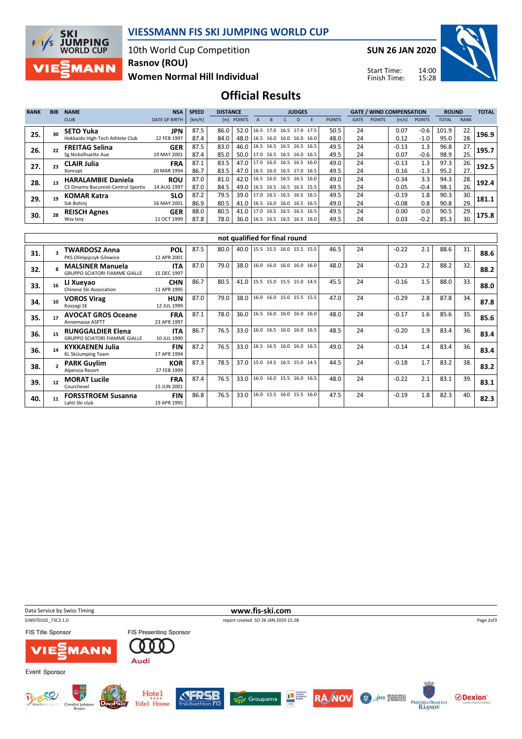# VIESSMANN FIS SKI JUMPING WORLD CUP

10th World Cup Competition
Rasnov (ROU)
Women Normal Hill Individual

SUN 26 JAN 2020

Start Time: 14:00
Finish Time: 15:28

## Official Results

| RANK | BIB | NAME / CLUB | NSA / DATE OF BIRTH | SPEED [km/h] | DISTANCE [m] | DISTANCE POINTS | JUDGES A | B | C | D | E | JUDGES POINTS | GATE | GATE POINTS | WIND [m/s] | WIND POINTS | ROUND TOTAL | ROUND RANK | TOTAL |
|---|---|---|---|---|---|---|---|---|---|---|---|---|---|---|---|---|---|---|---|
| 25. | 30 | SETO Yuka | JPN | 87.5 | 86.0 | 52.0 | 16.5 | 17.0 | 16.5 | 17.0 | 17.5 | 50.5 | 24 | | 0.07 | -0.6 | 101.9 | 22. | 196.9 |
| | | Hokkaido High-Tech Athlete Club | 22 FEB 1997 | 87.4 | 84.0 | 48.0 | 16.5 | 16.0 | 16.0 | 16.0 | 16.0 | 48.0 | 24 | | 0.12 | -1.0 | 95.0 | 28. | |
| 26. | 22 | FREITAG Selina | GER | 87.5 | 83.0 | 46.0 | 16.5 | 16.5 | 16.5 | 16.5 | 16.5 | 49.5 | 24 | | -0.13 | 1.3 | 96.8 | 27. | 195.7 |
| | | Sg Nickelhuette Aue | 19 MAY 2001 | 87.4 | 85.0 | 50.0 | 17.0 | 16.5 | 16.5 | 16.0 | 16.5 | 49.5 | 24 | | 0.07 | -0.6 | 98.9 | 25. | |
| 27. | 23 | CLAIR Julia | FRA | 87.1 | 83.5 | 47.0 | 17.0 | 16.0 | 16.5 | 16.5 | 16.0 | 49.0 | 24 | | -0.13 | 1.3 | 97.3 | 26. | 192.5 |
| | | Xonrupt | 20 MAR 1994 | 86.7 | 83.5 | 47.0 | 16.5 | 16.0 | 16.5 | 17.0 | 16.5 | 49.5 | 24 | | 0.16 | -1.3 | 95.2 | 27. | |
| 28. | 13 | HARALAMBIE Daniela | ROU | 87.0 | 81.0 | 42.0 | 16.5 | 16.0 | 16.5 | 16.5 | 16.0 | 49.0 | 24 | | -0.34 | 3.3 | 94.3 | 28. | 192.4 |
| | | CS Dinamo Bucuresti-Centrul Sportiv | 14 AUG 1997 | 87.0 | 84.5 | 49.0 | 16.5 | 16.5 | 16.5 | 16.5 | 15.5 | 49.5 | 24 | | 0.05 | -0.4 | 98.1 | 26. | |
| 29. | 19 | KOMAR Katra | SLO | 87.2 | 79.5 | 39.0 | 17.0 | 16.5 | 16.5 | 16.5 | 16.5 | 49.5 | 24 | | -0.19 | 1.8 | 90.3 | 30. | 181.1 |
| | | Ssk Bohinj | 16 MAY 2001 | 86.9 | 80.5 | 41.0 | 16.5 | 16.0 | 16.0 | 16.5 | 16.5 | 49.0 | 24 | | -0.08 | 0.8 | 90.8 | 29. | |
| 30. | 28 | REISCH Agnes | GER | 88.0 | 80.5 | 41.0 | 17.0 | 16.5 | 16.5 | 16.5 | 16.5 | 49.5 | 24 | | 0.00 | 0.0 | 90.5 | 29. | 175.8 |
| | | Wsv Isny | 11 OCT 1999 | 87.8 | 78.0 | 36.0 | 16.5 | 16.5 | 16.5 | 16.5 | 16.0 | 49.5 | 24 | | 0.03 | -0.2 | 85.3 | 30. | |

**not qualified for final round**

| RANK | BIB | NAME / CLUB | NSA / DATE OF BIRTH | SPEED [km/h] | DISTANCE [m] | DISTANCE POINTS | JUDGES A | B | C | D | E | JUDGES POINTS | GATE | GATE POINTS | WIND [m/s] | WIND POINTS | ROUND TOTAL | ROUND RANK | TOTAL |
|---|---|---|---|---|---|---|---|---|---|---|---|---|---|---|---|---|---|---|---|
| 31. | 3 | TWARDOSZ Anna<br>PKS Olimpijczyk Gilowice | POL<br>12 APR 2001 | 87.5 | 80.0 | 40.0 | 15.5 | 15.5 | 16.0 | 15.5 | 15.5 | 46.5 | 24 | | -0.22 | 2.1 | 88.6 | 31. | 88.6 |
| 32. | 8 | MALSINER Manuela<br>GRUPPO SCIATORI FIAMME GIALLE | ITA<br>15 DEC 1997 | 87.0 | 79.0 | 38.0 | 16.0 | 16.0 | 16.0 | 16.0 | 16.0 | 48.0 | 24 | | -0.23 | 2.2 | 88.2 | 32. | 88.2 |
| 33. | 16 | LI Xueyao<br>Chinese Ski Association | CHN<br>11 APR 1995 | 86.7 | 80.5 | 41.0 | 15.5 | 15.0 | 15.5 | 15.0 | 14.5 | 45.5 | 24 | | -0.16 | 1.5 | 88.0 | 33. | 88.0 |
| 34. | 10 | VOROS Virag<br>Koszegi SE | HUN<br>12 JUL 1999 | 87.0 | 79.0 | 38.0 | 16.0 | 16.0 | 15.0 | 15.5 | 15.5 | 47.0 | 24 | | -0.29 | 2.8 | 87.8 | 34. | 87.8 |
| 35. | 17 | AVOCAT GROS Oceane<br>Annemasse ASPTT | FRA<br>23 APR 1997 | 87.1 | 78.0 | 36.0 | 16.5 | 16.0 | 16.0 | 16.0 | 16.0 | 48.0 | 24 | | -0.17 | 1.6 | 85.6 | 35. | 85.6 |
| 36. | 15 | RUNGGALDIER Elena<br>GRUPPO SCIATORI FIAMME GIALLE | ITA<br>10 JUL 1990 | 86.7 | 76.5 | 33.0 | 16.0 | 16.5 | 16.0 | 16.0 | 16.5 | 48.5 | 24 | | -0.20 | 1.9 | 83.4 | 36. | 83.4 |
| 36. | 14 | KYKKAENEN Julia<br>KL SkiJumping Team | FIN<br>17 APR 1994 | 87.2 | 76.5 | 33.0 | 16.5 | 16.5 | 16.0 | 16.0 | 16.5 | 49.0 | 24 | | -0.14 | 1.4 | 83.4 | 36. | 83.4 |
| 38. | 2 | PARK Guylim<br>Alpensia Resort | KOR<br>27 FEB 1999 | 87.3 | 78.5 | 37.0 | 15.0 | 14.5 | 16.5 | 15.0 | 14.5 | 44.5 | 24 | | -0.18 | 1.7 | 83.2 | 38. | 83.2 |
| 39. | 12 | MORAT Lucile<br>Courchevel | FRA<br>15 JUN 2001 | 87.4 | 76.5 | 33.0 | 16.0 | 16.0 | 15.5 | 16.0 | 16.5 | 48.0 | 24 | | -0.22 | 2.1 | 83.1 | 39. | 83.1 |
| 40. | 11 | FORSSTROEM Susanna<br>Lahti Ski club | FIN<br>19 APR 1995 | 86.8 | 76.5 | 33.0 | 16.0 | 15.5 | 16.0 | 15.5 | 16.0 | 47.5 | 24 | | -0.19 | 1.8 | 82.3 | 40. | 82.3 |

Data Service by Swiss Timing — www.fis-ski.com

SJW070102_73C3 1.0 — report created SO 26 JAN 2020 15:28

FIS Title Sponsor: VIESSMANN — FIS Presenting Sponsor: Audi

Event Sponsor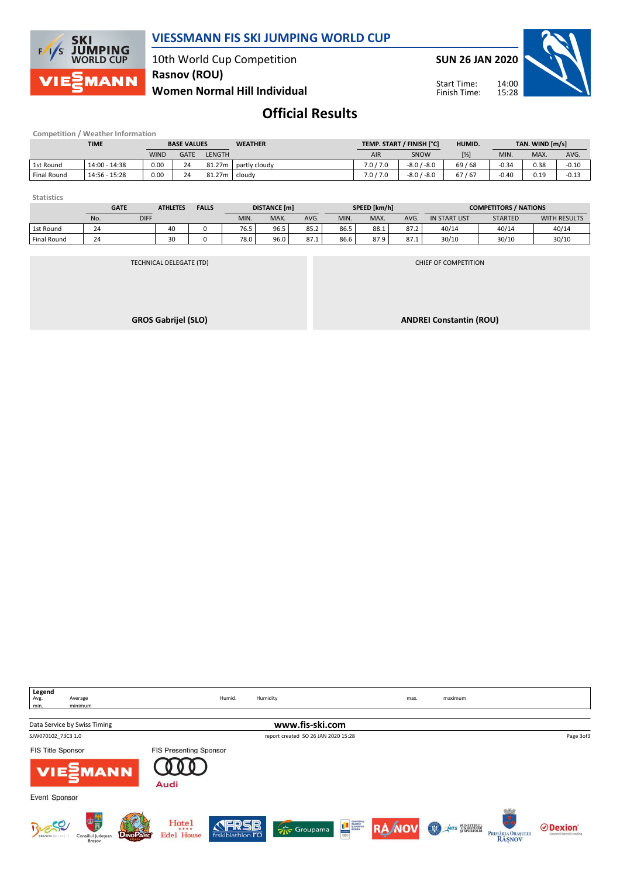# VIESSMANN FIS SKI JUMPING WORLD CUP

10th World Cup Competition
**Rasnov (ROU)**
**Women Normal Hill Individual**

**SUN 26 JAN 2020**

Start Time: 14:00
Finish Time: 15:28

## Official Results

Competition / Weather Information

| | TIME | BASE VALUES | | | WEATHER | TEMP. START / FINISH [°C] | | HUMID. | TAN. WIND [m/s] | | |
|---|---|---|---|---|---|---|---|---|---|---|---|
| | | WIND | GATE | LENGTH | | AIR | SNOW | [%] | MIN. | MAX. | AVG. |
| 1st Round | 14:00 - 14:38 | 0.00 | 24 | 81.27m | partly cloudy | 7.0 / 7.0 | -8.0 / -8.0 | 69 / 68 | -0.34 | 0.38 | -0.10 |
| Final Round | 14:56 - 15:28 | 0.00 | 24 | 81.27m | cloudy | 7.0 / 7.0 | -8.0 / -8.0 | 67 / 67 | -0.40 | 0.19 | -0.13 |

Statistics

| | GATE | | ATHLETES | FALLS | DISTANCE [m] | | | SPEED [km/h] | | | COMPETITORS / NATIONS | | |
|---|---|---|---|---|---|---|---|---|---|---|---|---|---|
| | No. | DIFF | | | MIN. | MAX. | AVG. | MIN. | MAX. | AVG. | IN START LIST | STARTED | WITH RESULTS |
| 1st Round | 24 | | 40 | 0 | 76.5 | 96.5 | 85.2 | 86.5 | 88.1 | 87.2 | 40/14 | 40/14 | 40/14 |
| Final Round | 24 | | 30 | 0 | 78.0 | 96.0 | 87.1 | 86.6 | 87.9 | 87.1 | 30/10 | 30/10 | 30/10 |

| TECHNICAL DELEGATE (TD) | CHIEF OF COMPETITION |
|---|---|
| **GROS Gabrijel (SLO)** | **ANDREI Constantin (ROU)** |

**Legend**
Avg. Average
min. minimum
Humid. Humidity
max. maximum

Data Service by Swiss Timing
www.fis-ski.com
SJW070102_73C3 1.0
report created SO 26 JAN 2020 15:28

FIS Title Sponsor
FIS Presenting Sponsor
Event Sponsor